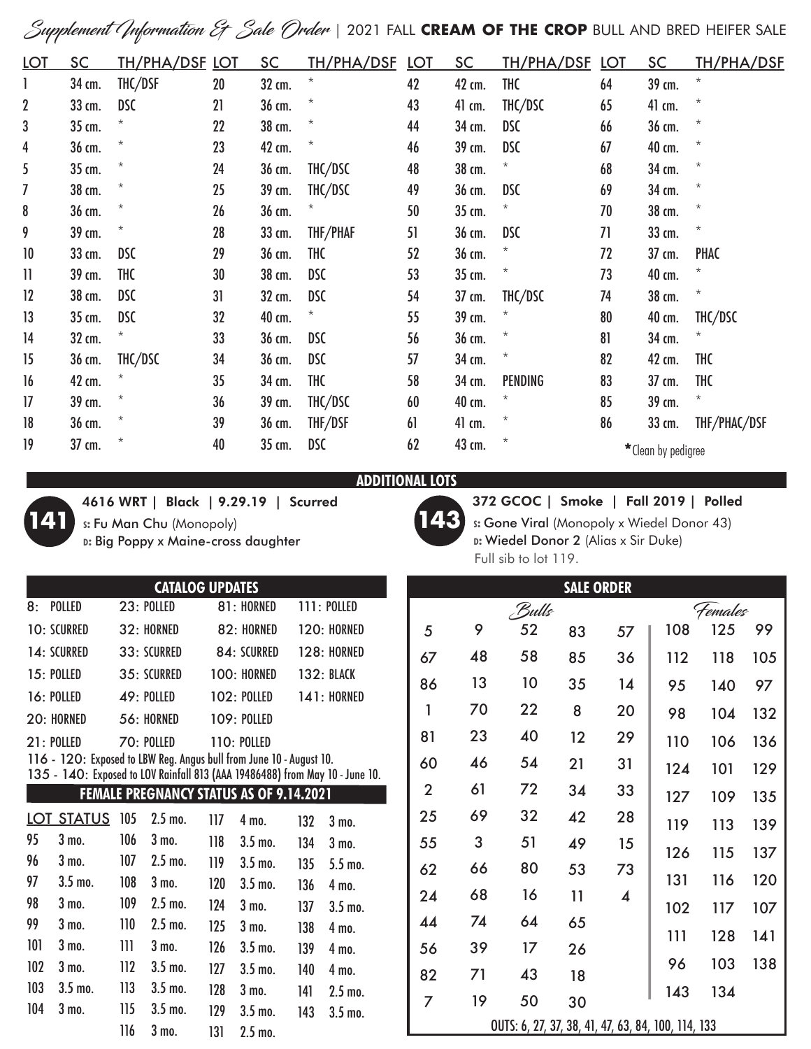# Supplement Information & Sale Order | 2021 FALL **CREAM OF THE CROP** BULL AND BRED HEIFER SALE

| LOT | SC | TH/PHA/DSF | LOT | SC | TH/PHA/DSF | LOT | SC | TH/PHA/DSF | LOT | SC | TH/PHA/DSF |
|---|---|---|---|---|---|---|---|---|---|---|---|
| 1 | 34 cm. | THC/DSF | 20 | 32 cm. | * | 42 | 42 cm. | THC | 64 | 39 cm. | * |
| 2 | 33 cm. | DSC | 21 | 36 cm. | * | 43 | 41 cm. | THC/DSC | 65 | 41 cm. | * |
| 3 | 35 cm. | * | 22 | 38 cm. | * | 44 | 34 cm. | DSC | 66 | 36 cm. | * |
| 4 | 36 cm. | * | 23 | 42 cm. | * | 46 | 39 cm. | DSC | 67 | 40 cm. | * |
| 5 | 35 cm. | * | 24 | 36 cm. | THC/DSC | 48 | 38 cm. | * | 68 | 34 cm. | * |
| 7 | 38 cm. | * | 25 | 39 cm. | THC/DSC | 49 | 36 cm. | DSC | 69 | 34 cm. | * |
| 8 | 36 cm. | * | 26 | 36 cm. | * | 50 | 35 cm. | * | 70 | 38 cm. | * |
| 9 | 39 cm. | * | 28 | 33 cm. | THF/PHAF | 51 | 36 cm. | DSC | 71 | 33 cm. | * |
| 10 | 33 cm. | DSC | 29 | 36 cm. | THC | 52 | 36 cm. | * | 72 | 37 cm. | PHAC |
| 11 | 39 cm. | THC | 30 | 38 cm. | DSC | 53 | 35 cm. | * | 73 | 40 cm. | * |
| 12 | 38 cm. | DSC | 31 | 32 cm. | DSC | 54 | 37 cm. | THC/DSC | 74 | 38 cm. | * |
| 13 | 35 cm. | DSC | 32 | 40 cm. | * | 55 | 39 cm. | * | 80 | 40 cm. | THC/DSC |
| 14 | 32 cm. | * | 33 | 36 cm. | DSC | 56 | 36 cm. | * | 81 | 34 cm. | * |
| 15 | 36 cm. | THC/DSC | 34 | 36 cm. | DSC | 57 | 34 cm. | * | 82 | 42 cm. | THC |
| 16 | 42 cm. | * | 35 | 34 cm. | THC | 58 | 34 cm. | PENDING | 83 | 37 cm. | THC |
| 17 | 39 cm. | * | 36 | 39 cm. | THC/DSC | 60 | 40 cm. | * | 85 | 39 cm. | * |
| 18 | 36 cm. | * | 39 | 36 cm. | THF/DSF | 61 | 41 cm. | * | 86 | 33 cm. | THF/PHAC/DSF |
| 19 | 37 cm. | * | 40 | 35 cm. | DSC | 62 | 43 cm. | * | | | |

*Clean by pedigree

## ADDITIONAL LOTS

**141** — 4616 WRT | Black | 9.29.19 | Scurred
S: Fu Man Chu (Monopoly)
D: Big Poppy x Maine-cross daughter

**143** — 372 GCOC | Smoke | Fall 2019 | Polled
S: Gone Viral (Monopoly x Wiedel Donor 43)
D: Wiedel Donor 2 (Alias x Sir Duke)
Full sib to lot 119.

## CATALOG UPDATES

| | | | |
|---|---|---|---|
| 8: POLLED | 23: POLLED | 81: HORNED | 111: POLLED |
| 10: SCURRED | 32: HORNED | 82: HORNED | 120: HORNED |
| 14: SCURRED | 33: SCURRED | 84: SCURRED | 128: HORNED |
| 15: POLLED | 35: SCURRED | 100: HORNED | 132: BLACK |
| 16: POLLED | 49: POLLED | 102: POLLED | 141: HORNED |
| 20: HORNED | 56: HORNED | 109: POLLED | |
| 21: POLLED | 70: POLLED | 110: POLLED | |

116 - 120: Exposed to LBW Reg. Angus bull from June 10 - August 10.
135 - 140: Exposed to LOV Rainfall 813 (AAA 19486488) from May 10 - June 10.

## FEMALE PREGNANCY STATUS AS OF 9.14.2021

| LOT | STATUS | LOT | STATUS | LOT | STATUS | LOT | STATUS |
|---|---|---|---|---|---|---|---|
| 95 | 3 mo. | 105 | 2.5 mo. | 117 | 4 mo. | 132 | 3 mo. |
| 96 | 3 mo. | 106 | 3 mo. | 118 | 3.5 mo. | 134 | 3 mo. |
| 97 | 3.5 mo. | 107 | 2.5 mo. | 119 | 3.5 mo. | 135 | 5.5 mo. |
| 98 | 3 mo. | 108 | 3 mo. | 120 | 3.5 mo. | 136 | 4 mo. |
| 99 | 3 mo. | 109 | 2.5 mo. | 124 | 3 mo. | 137 | 3.5 mo. |
| 101 | 3 mo. | 110 | 2.5 mo. | 125 | 3 mo. | 138 | 4 mo. |
| 102 | 3 mo. | 111 | 3 mo. | 126 | 3.5 mo. | 139 | 4 mo. |
| 103 | 3.5 mo. | 112 | 3.5 mo. | 127 | 3.5 mo. | 140 | 4 mo. |
| 104 | 3 mo. | 113 | 3.5 mo. | 128 | 3 mo. | 141 | 2.5 mo. |
| | | 115 | 3.5 mo. | 129 | 3.5 mo. | 143 | 3.5 mo. |
| | | 116 | 3 mo. | 131 | 2.5 mo. | | |

## SALE ORDER

**Bulls**

| | | | | |
|---|---|---|---|---|
| 5 | 9 | 52 | 83 | 57 |
| 67 | 48 | 58 | 85 | 36 |
| 86 | 13 | 10 | 35 | 14 |
| 1 | 70 | 22 | 8 | 20 |
| 81 | 23 | 40 | 12 | 29 |
| 60 | 46 | 54 | 21 | 31 |
| 2 | 61 | 72 | 34 | 33 |
| 25 | 69 | 32 | 42 | 28 |
| 55 | 3 | 51 | 49 | 15 |
| 62 | 66 | 80 | 53 | 73 |
| 24 | 68 | 16 | 11 | 4 |
| 44 | 74 | 64 | 65 | |
| 56 | 39 | 17 | 26 | |
| 82 | 71 | 43 | 18 | |
| 7 | 19 | 50 | 30 | |

**Females**

| | | |
|---|---|---|
| 108 | 125 | 99 |
| 112 | 118 | 105 |
| 95 | 140 | 97 |
| 98 | 104 | 132 |
| 110 | 106 | 136 |
| 124 | 101 | 129 |
| 127 | 109 | 135 |
| 119 | 113 | 139 |
| 126 | 115 | 137 |
| 131 | 116 | 120 |
| 102 | 117 | 107 |
| 111 | 128 | 141 |
| 96 | 103 | 138 |
| 143 | 134 | |

OUTS: 6, 27, 37, 38, 41, 47, 63, 84, 100, 114, 133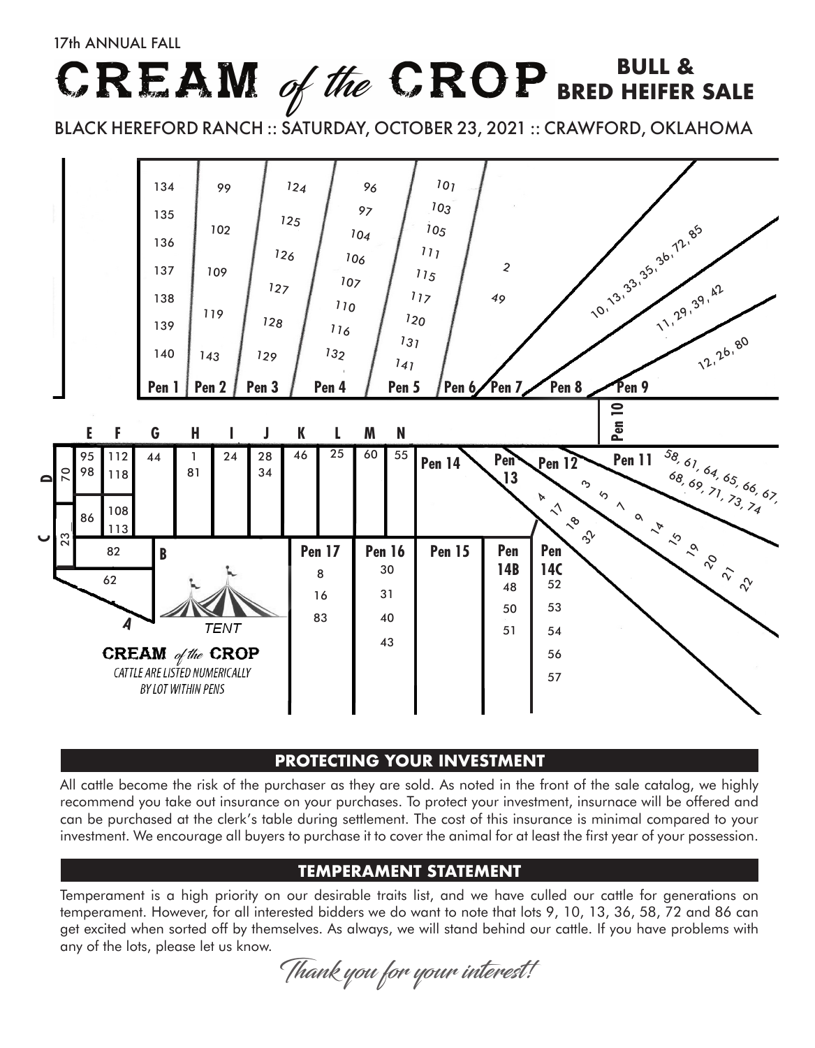17th ANNUAL FALL

# CREAM *of the* CROP BULL & BRED HEIFER SALE

BLACK HEREFORD RANCH :: SATURDAY, OCTOBER 23, 2021 :: CRAWFORD, OKLAHOMA

Pen 1: 134, 135, 136, 137, 138, 139, 140

Pen 2: 99, 102, 109, 119, 143

Pen 3: 124, 125, 126, 127, 128, 129

Pen 4: 96, 97, 104, 106, 107, 110, 116, 132

Pen 5: 101, 103, 105, 111, 115, 117, 120, 131, 141

Pen 6

Pen 7: 2, 49

Pen 8: 10, 13, 33, 35, 36, 72, 85

Pen 9: 11, 29, 39, 42; 12, 26, 80

Pen 10

E F G H I J K L M N

D: 70

C: 23

E: 95, 98, 86

F: 112, 118, 108, 113

G: 44

H: 1, 81

I: 24

J: 28, 34

K: 46

L: 25

M: 60

N: 55

Pen 14

Pen 13

Pen 12: 4, 17, 18, 32

Pen 11: 58, 61, 64, 65, 66, 67, 68, 69, 71, 73, 74; 3, 5, 7, 9, 14, 15, 19, 20, 21, 22

B: 82

A: 62

TENT

Pen 17: 8, 16, 83

Pen 16: 30, 31, 40, 43

Pen 15

Pen 14B: 48, 50, 51

Pen 14C: 52, 53, 54, 56, 57

CREAM *of the* CROP

*CATTLE ARE LISTED NUMERICALLY BY LOT WITHIN PENS*

## PROTECTING YOUR INVESTMENT

All cattle become the risk of the purchaser as they are sold. As noted in the front of the sale catalog, we highly recommend you take out insurance on your purchases. To protect your investment, insurnace will be offered and can be purchased at the clerk's table during settlement. The cost of this insurance is minimal compared to your investment. We encourage all buyers to purchase it to cover the animal for at least the first year of your possession.

## TEMPERAMENT STATEMENT

Temperament is a high priority on our desirable traits list, and we have culled our cattle for generations on temperament. However, for all interested bidders we do want to note that lots 9, 10, 13, 36, 58, 72 and 86 can get excited when sorted off by themselves. As always, we will stand behind our cattle. If you have problems with any of the lots, please let us know.

*Thank you for your interest!*